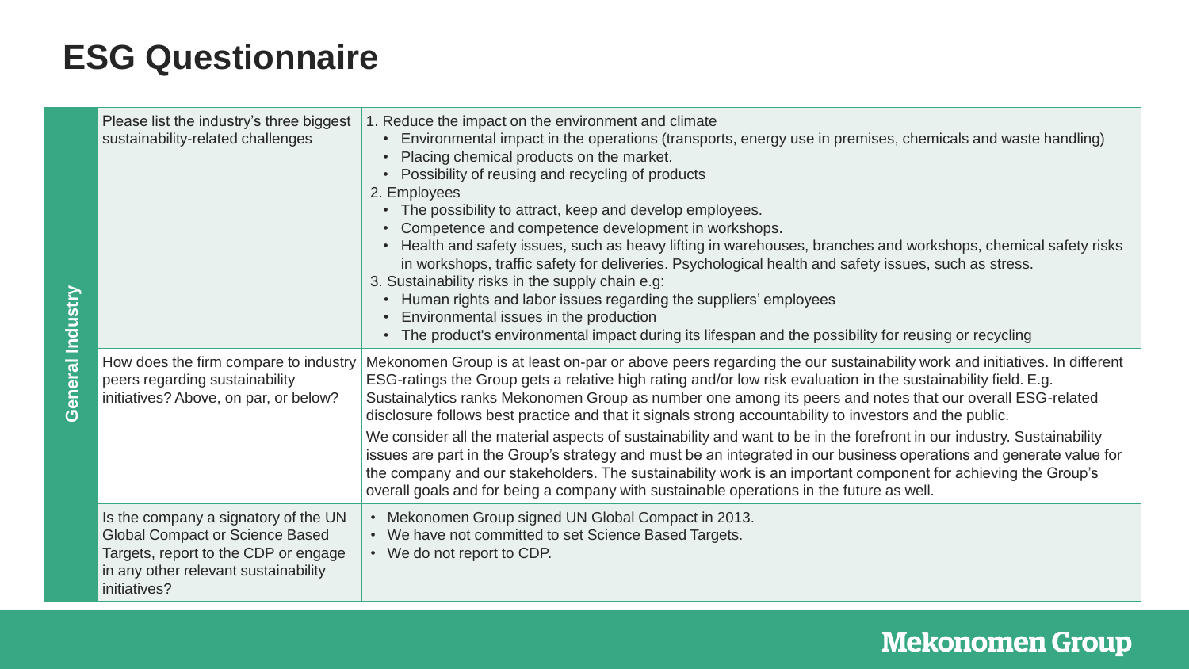# ESG Questionnaire

| General Industry | Question | Answer |
|---|---|---|
| General Industry | Please list the industry's three biggest sustainability-related challenges | 1. Reduce the impact on the environment and climate<br>• Environmental impact in the operations (transports, energy use in premises, chemicals and waste handling)<br>• Placing chemical products on the market.<br>• Possibility of reusing and recycling of products<br>2. Employees<br>• The possibility to attract, keep and develop employees.<br>• Competence and competence development in workshops.<br>• Health and safety issues, such as heavy lifting in warehouses, branches and workshops, chemical safety risks in workshops, traffic safety for deliveries. Psychological health and safety issues, such as stress.<br>3. Sustainability risks in the supply chain e.g:<br>• Human rights and labor issues regarding the suppliers' employees<br>• Environmental issues in the production<br>• The product's environmental impact during its lifespan and the possibility for reusing or recycling |
| | How does the firm compare to industry peers regarding sustainability initiatives? Above, on par, or below? | Mekonomen Group is at least on-par or above peers regarding the our sustainability work and initiatives. In different ESG-ratings the Group gets a relative high rating and/or low risk evaluation in the sustainability field. E.g. Sustainalytics ranks Mekonomen Group as number one among its peers and notes that our overall ESG-related disclosure follows best practice and that it signals strong accountability to investors and the public.<br>We consider all the material aspects of sustainability and want to be in the forefront in our industry. Sustainability issues are part in the Group's strategy and must be an integrated in our business operations and generate value for the company and our stakeholders. The sustainability work is an important component for achieving the Group's overall goals and for being a company with sustainable operations in the future as well. |
| | Is the company a signatory of the UN Global Compact or Science Based Targets, report to the CDP or engage in any other relevant sustainability initiatives? | • Mekonomen Group signed UN Global Compact in 2013.<br>• We have not committed to set Science Based Targets.<br>• We do not report to CDP. |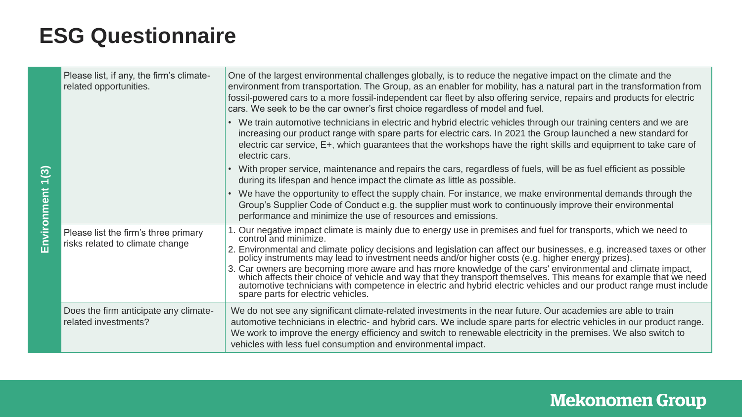# ESG Questionnaire

**Environment 1(3)**

| Question | Answer |
| --- | --- |
| Please list, if any, the firm's climate-related opportunities. | One of the largest environmental challenges globally, is to reduce the negative impact on the climate and the environment from transportation. The Group, as an enabler for mobility, has a natural part in the transformation from fossil-powered cars to a more fossil-independent car fleet by also offering service, repairs and products for electric cars. We seek to be the car owner's first choice regardless of model and fuel.<br>• We train automotive technicians in electric and hybrid electric vehicles through our training centers and we are increasing our product range with spare parts for electric cars. In 2021 the Group launched a new standard for electric car service, E+, which guarantees that the workshops have the right skills and equipment to take care of electric cars.<br>• With proper service, maintenance and repairs the cars, regardless of fuels, will be as fuel efficient as possible during its lifespan and hence impact the climate as little as possible.<br>• We have the opportunity to effect the supply chain. For instance, we make environmental demands through the Group's Supplier Code of Conduct e.g. the supplier must work to continuously improve their environmental performance and minimize the use of resources and emissions. |
| Please list the firm's three primary risks related to climate change | 1. Our negative impact climate is mainly due to energy use in premises and fuel for transports, which we need to control and minimize.<br>2. Environmental and climate policy decisions and legislation can affect our businesses, e.g. increased taxes or other policy instruments may lead to investment needs and/or higher costs (e.g. higher energy prizes).<br>3. Car owners are becoming more aware and has more knowledge of the cars' environmental and climate impact, which affects their choice of vehicle and way that they transport themselves. This means for example that we need automotive technicians with competence in electric and hybrid electric vehicles and our product range must include spare parts for electric vehicles. |
| Does the firm anticipate any climate-related investments? | We do not see any significant climate-related investments in the near future. Our academies are able to train automotive technicians in electric- and hybrid cars. We include spare parts for electric vehicles in our product range. We work to improve the energy efficiency and switch to renewable electricity in the premises. We also switch to vehicles with less fuel consumption and environmental impact. |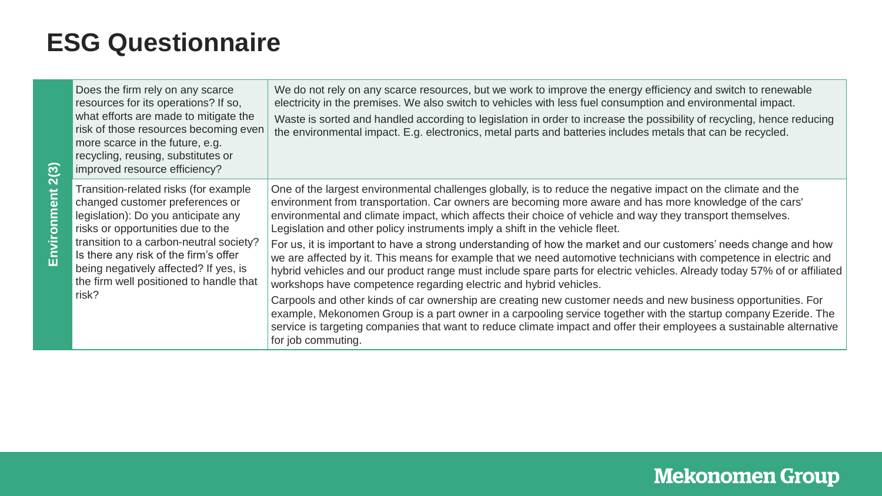# ESG Questionnaire

| Environment 2(3) | Question | Answer |
|---|---|---|
| | Does the firm rely on any scarce resources for its operations? If so, what efforts are made to mitigate the risk of those resources becoming even more scarce in the future, e.g. recycling, reusing, substitutes or improved resource efficiency? | We do not rely on any scarce resources, but we work to improve the energy efficiency and switch to renewable electricity in the premises. We also switch to vehicles with less fuel consumption and environmental impact.<br><br>Waste is sorted and handled according to legislation in order to increase the possibility of recycling, hence reducing the environmental impact. E.g. electronics, metal parts and batteries includes metals that can be recycled. |
| | Transition-related risks (for example changed customer preferences or legislation): Do you anticipate any risks or opportunities due to the transition to a carbon-neutral society? Is there any risk of the firm's offer being negatively affected? If yes, is the firm well positioned to handle that risk? | One of the largest environmental challenges globally, is to reduce the negative impact on the climate and the environment from transportation. Car owners are becoming more aware and has more knowledge of the cars' environmental and climate impact, which affects their choice of vehicle and way they transport themselves. Legislation and other policy instruments imply a shift in the vehicle fleet.<br><br>For us, it is important to have a strong understanding of how the market and our customers' needs change and how we are affected by it. This means for example that we need automotive technicians with competence in electric and hybrid vehicles and our product range must include spare parts for electric vehicles. Already today 57% of or affiliated workshops have competence regarding electric and hybrid vehicles.<br><br>Carpools and other kinds of car ownership are creating new customer needs and new business opportunities. For example, Mekonomen Group is a part owner in a carpooling service together with the startup company Ezeride. The service is targeting companies that want to reduce climate impact and offer their employees a sustainable alternative for job commuting. |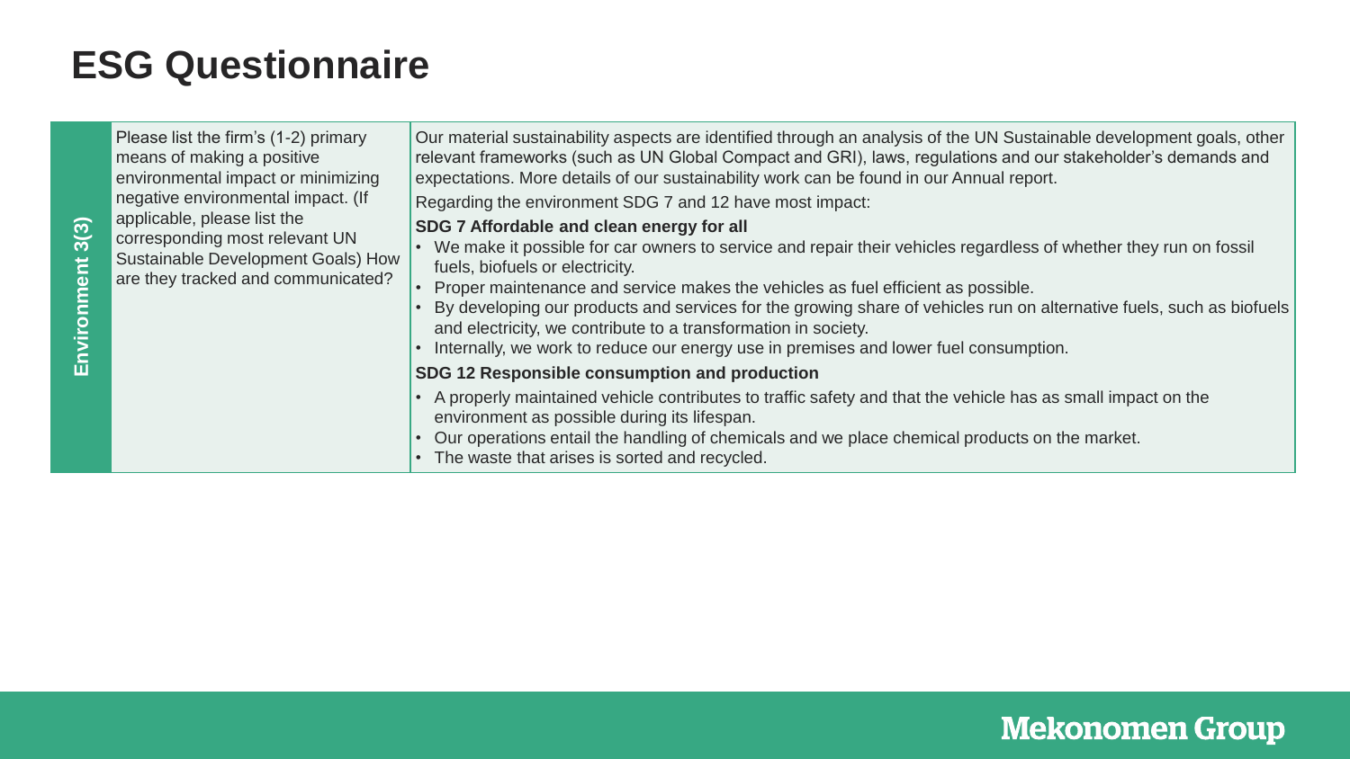# ESG Questionnaire

| Environment 3(3) | Please list the firm's (1-2) primary means of making a positive environmental impact or minimizing negative environmental impact. (If applicable, please list the corresponding most relevant UN Sustainable Development Goals) How are they tracked and communicated? | Our material sustainability aspects are identified through an analysis of the UN Sustainable development goals, other relevant frameworks (such as UN Global Compact and GRI), laws, regulations and our stakeholder's demands and expectations. More details of our sustainability work can be found in our Annual report.<br>Regarding the environment SDG 7 and 12 have most impact:<br>**SDG 7 Affordable and clean energy for all**<br>• We make it possible for car owners to service and repair their vehicles regardless of whether they run on fossil fuels, biofuels or electricity.<br>• Proper maintenance and service makes the vehicles as fuel efficient as possible.<br>• By developing our products and services for the growing share of vehicles run on alternative fuels, such as biofuels and electricity, we contribute to a transformation in society.<br>• Internally, we work to reduce our energy use in premises and lower fuel consumption.<br>**SDG 12 Responsible consumption and production**<br>• A properly maintained vehicle contributes to traffic safety and that the vehicle has as small impact on the environment as possible during its lifespan.<br>• Our operations entail the handling of chemicals and we place chemical products on the market.<br>• The waste that arises is sorted and recycled. |
|---|---|---|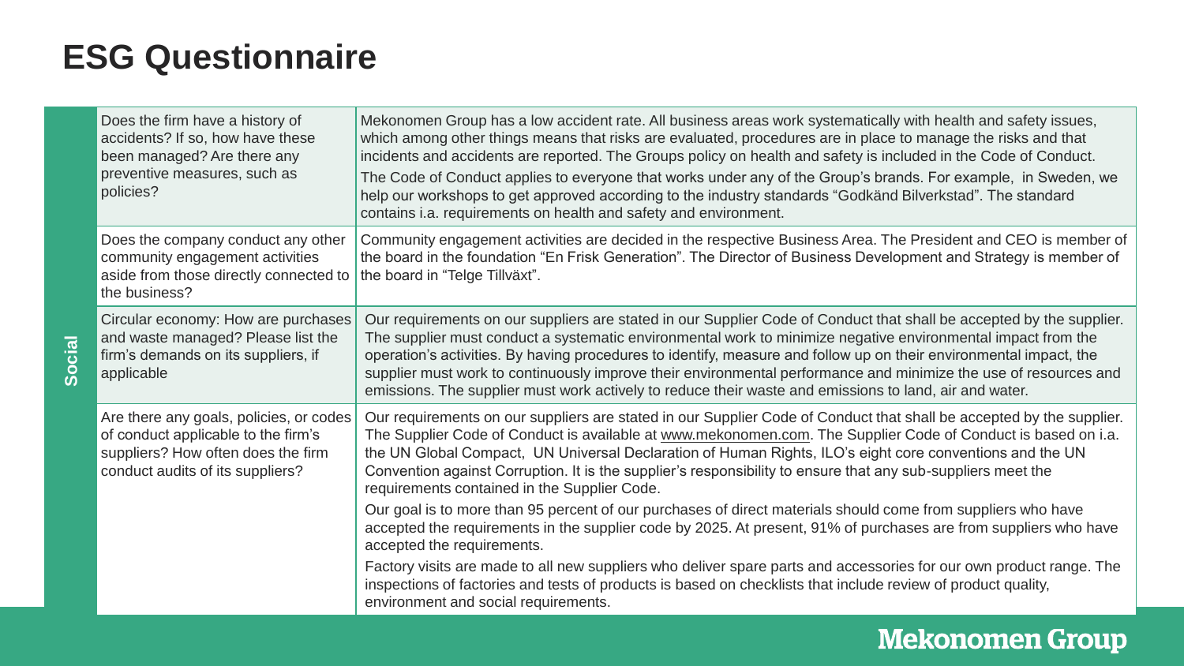# ESG Questionnaire

| | Question | Answer |
|---|---|---|
| Social | Does the firm have a history of accidents? If so, how have these been managed? Are there any preventive measures, such as policies? | Mekonomen Group has a low accident rate. All business areas work systematically with health and safety issues, which among other things means that risks are evaluated, procedures are in place to manage the risks and that incidents and accidents are reported. The Groups policy on health and safety is included in the Code of Conduct.<br>The Code of Conduct applies to everyone that works under any of the Group's brands. For example, in Sweden, we help our workshops to get approved according to the industry standards "Godkänd Bilverkstad". The standard contains i.a. requirements on health and safety and environment. |
| | Does the company conduct any other community engagement activities aside from those directly connected to the business? | Community engagement activities are decided in the respective Business Area. The President and CEO is member of the board in the foundation "En Frisk Generation". The Director of Business Development and Strategy is member of the board in "Telge Tillväxt". |
| | Circular economy: How are purchases and waste managed? Please list the firm's demands on its suppliers, if applicable | Our requirements on our suppliers are stated in our Supplier Code of Conduct that shall be accepted by the supplier. The supplier must conduct a systematic environmental work to minimize negative environmental impact from the operation's activities. By having procedures to identify, measure and follow up on their environmental impact, the supplier must work to continuously improve their environmental performance and minimize the use of resources and emissions. The supplier must work actively to reduce their waste and emissions to land, air and water. |
| | Are there any goals, policies, or codes of conduct applicable to the firm's suppliers? How often does the firm conduct audits of its suppliers? | Our requirements on our suppliers are stated in our Supplier Code of Conduct that shall be accepted by the supplier. The Supplier Code of Conduct is available at www.mekonomen.com. The Supplier Code of Conduct is based on i.a. the UN Global Compact, UN Universal Declaration of Human Rights, ILO's eight core conventions and the UN Convention against Corruption. It is the supplier's responsibility to ensure that any sub-suppliers meet the requirements contained in the Supplier Code.<br>Our goal is to more than 95 percent of our purchases of direct materials should come from suppliers who have accepted the requirements in the supplier code by 2025. At present, 91% of purchases are from suppliers who have accepted the requirements.<br>Factory visits are made to all new suppliers who deliver spare parts and accessories for our own product range. The inspections of factories and tests of products is based on checklists that include review of product quality, environment and social requirements. |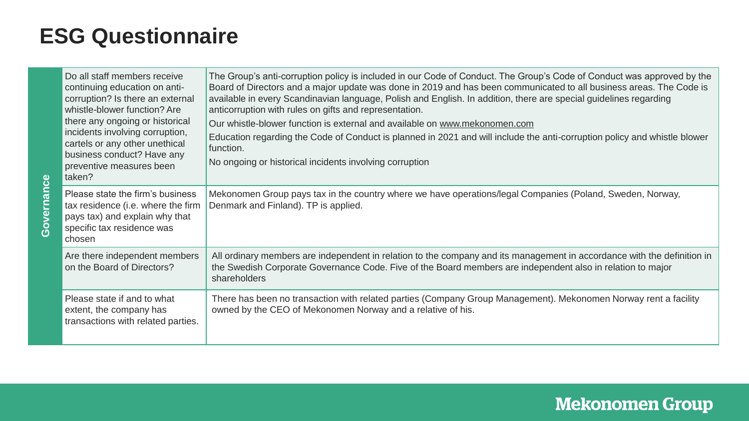# ESG Questionnaire

| | | |
|---|---|---|
| Governance | Do all staff members receive continuing education on anti-corruption? Is there an external whistle-blower function? Are there any ongoing or historical incidents involving corruption, cartels or any other unethical business conduct? Have any preventive measures been taken? | The Group's anti-corruption policy is included in our Code of Conduct. The Group's Code of Conduct was approved by the Board of Directors and a major update was done in 2019 and has been communicated to all business areas. The Code is available in every Scandinavian language, Polish and English. In addition, there are special guidelines regarding anticorruption with rules on gifts and representation.<br>Our whistle-blower function is external and available on www.mekonomen.com<br>Education regarding the Code of Conduct is planned in 2021 and will include the anti-corruption policy and whistle blower function.<br>No ongoing or historical incidents involving corruption |
| | Please state the firm's business tax residence (i.e. where the firm pays tax) and explain why that specific tax residence was chosen | Mekonomen Group pays tax in the country where we have operations/legal Companies (Poland, Sweden, Norway, Denmark and Finland). TP is applied. |
| | Are there independent members on the Board of Directors? | All ordinary members are independent in relation to the company and its management in accordance with the definition in the Swedish Corporate Governance Code. Five of the Board members are independent also in relation to major shareholders |
| | Please state if and to what extent, the company has transactions with related parties. | There has been no transaction with related parties (Company Group Management). Mekonomen Norway rent a facility owned by the CEO of Mekonomen Norway and a relative of his. |

Mekonomen Group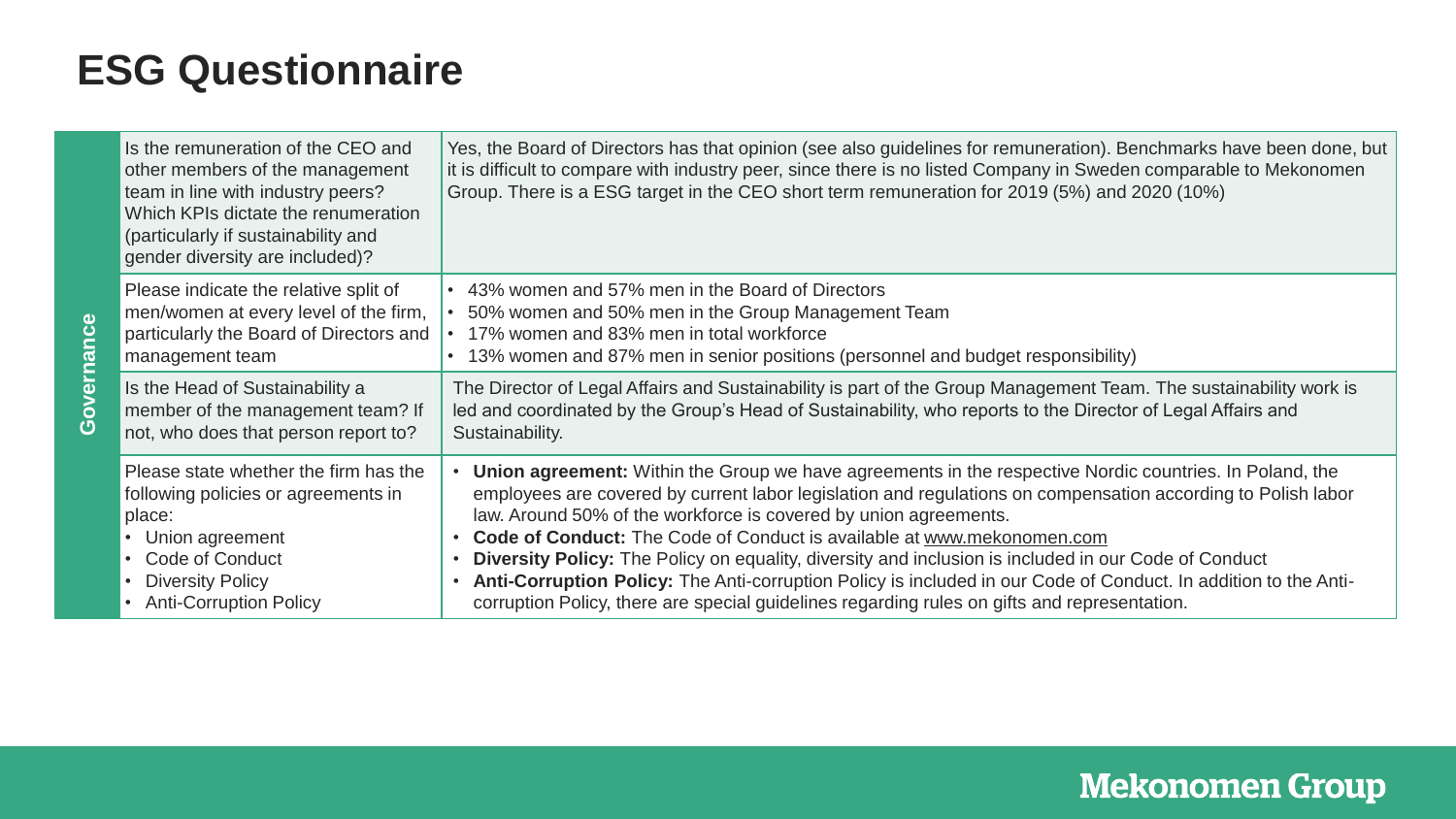# ESG Questionnaire

| | | |
|---|---|---|
| Governance | Is the remuneration of the CEO and other members of the management team in line with industry peers? Which KPIs dictate the renumeration (particularly if sustainability and gender diversity are included)? | Yes, the Board of Directors has that opinion (see also guidelines for remuneration). Benchmarks have been done, but it is difficult to compare with industry peer, since there is no listed Company in Sweden comparable to Mekonomen Group. There is a ESG target in the CEO short term remuneration for 2019 (5%) and 2020 (10%) |
| | Please indicate the relative split of men/women at every level of the firm, particularly the Board of Directors and management team | • 43% women and 57% men in the Board of Directors<br>• 50% women and 50% men in the Group Management Team<br>• 17% women and 83% men in total workforce<br>• 13% women and 87% men in senior positions (personnel and budget responsibility) |
| | Is the Head of Sustainability a member of the management team? If not, who does that person report to? | The Director of Legal Affairs and Sustainability is part of the Group Management Team. The sustainability work is led and coordinated by the Group's Head of Sustainability, who reports to the Director of Legal Affairs and Sustainability. |
| | Please state whether the firm has the following policies or agreements in place:<br>• Union agreement<br>• Code of Conduct<br>• Diversity Policy<br>• Anti-Corruption Policy | • **Union agreement:** Within the Group we have agreements in the respective Nordic countries. In Poland, the employees are covered by current labor legislation and regulations on compensation according to Polish labor law. Around 50% of the workforce is covered by union agreements.<br>• **Code of Conduct:** The Code of Conduct is available at www.mekonomen.com<br>• **Diversity Policy:** The Policy on equality, diversity and inclusion is included in our Code of Conduct<br>• **Anti-Corruption Policy:** The Anti-corruption Policy is included in our Code of Conduct. In addition to the Anti-corruption Policy, there are special guidelines regarding rules on gifts and representation. |

Mekonomen Group